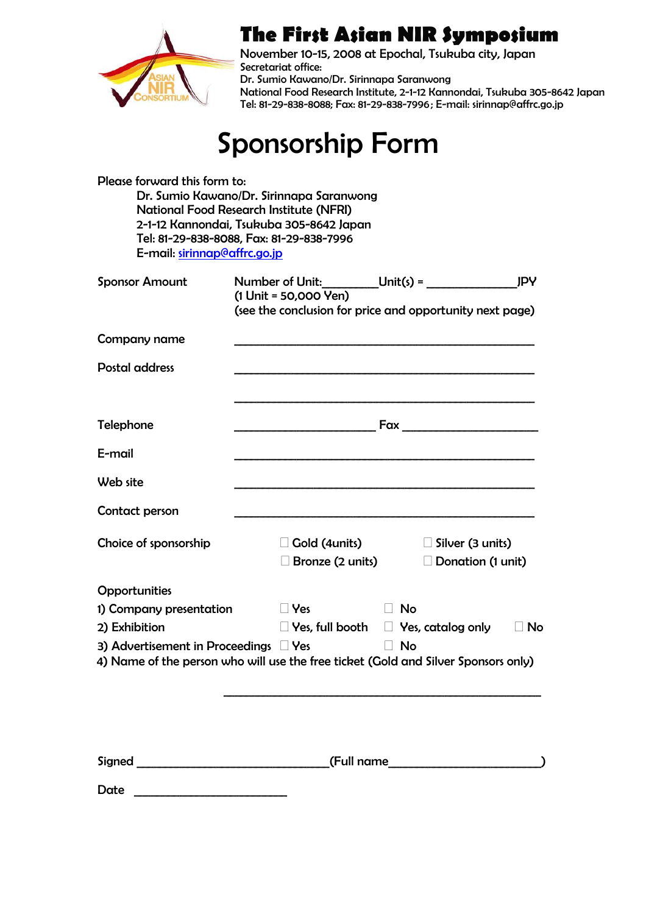# The First Asian NIR Symposium

November 10-15, 2008 at Epochal, Tsukuba city, Japan
Secretariat office:
Dr. Sumio Kawano/Dr. Sirinnapa Saranwong
National Food Research Institute, 2-1-12 Kannondai, Tsukuba 305-8642 Japan
Tel: 81-29-838-8088; Fax: 81-29-838-7996; E-mail: sirinnap@affrc.go.jp

# Sponsorship Form

Please forward this form to:

Dr. Sumio Kawano/Dr. Sirinnapa Saranwong
National Food Research Institute (NFRI)
2-1-12 Kannondai, Tsukuba 305-8642 Japan
Tel: 81-29-838-8088, Fax: 81-29-838-7996
E-mail: sirinnap@affrc.go.jp

Sponsor Amount: Number of Unit:________Unit(s) = ______________JPY
(1 Unit = 50,000 Yen)
(see the conclusion for price and opportunity next page)

Company name ______________________________________________

Postal address ______________________________________________

______________________________________________

Telephone ______________________ Fax ______________________

E-mail ______________________________________________

Web site ______________________________________________

Contact person ______________________________________________

Choice of sponsorship
☐ Gold (4units) ☐ Silver (3 units)
☐ Bronze (2 units) ☐ Donation (1 unit)

Opportunities

1) Company presentation ☐ Yes ☐ No
2) Exhibition ☐ Yes, full booth ☐ Yes, catalog only ☐ No
3) Advertisement in Proceedings ☐ Yes ☐ No
4) Name of the person who will use the free ticket (Gold and Silver Sponsors only)

______________________________________________

Signed ______________________________(Full name______________________)

Date ________________________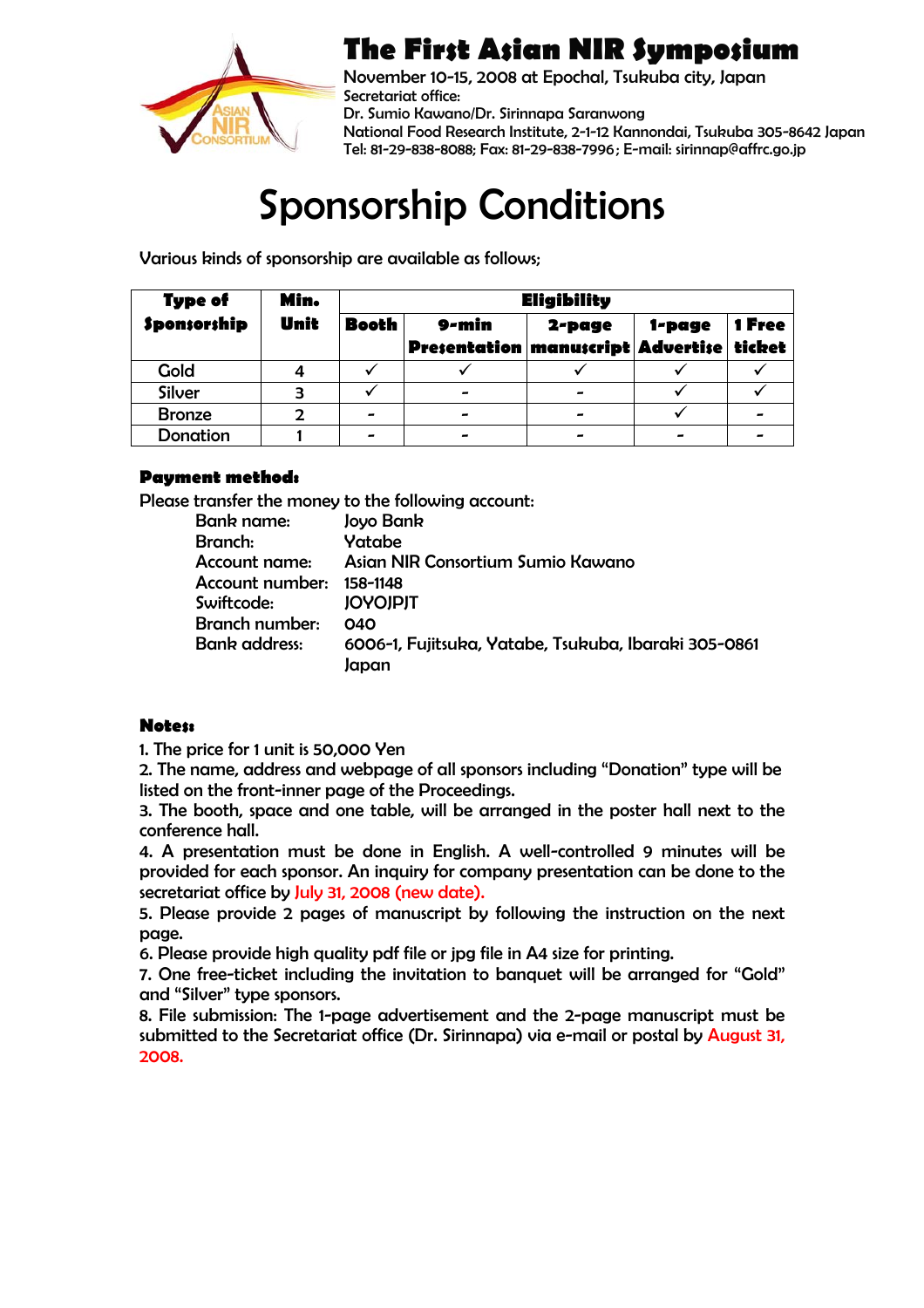# The First Asian NIR Symposium

November 10-15, 2008 at Epochal, Tsukuba city, Japan
Secretariat office:
Dr. Sumio Kawano/Dr. Sirinnapa Saranwong
National Food Research Institute, 2-1-12 Kannondai, Tsukuba 305-8642 Japan
Tel: 81-29-838-8088; Fax: 81-29-838-7996; E-mail: sirinnap@affrc.go.jp

# Sponsorship Conditions

Various kinds of sponsorship are available as follows;

| Type of Sponsorship | Min. Unit | Eligibility | | | | |
|---|---|---|---|---|---|---|
| | | Booth | 9-min Presentation | 2-page manuscript | 1-page Advertise | 1 Free ticket |
| Gold | 4 | ✓ | ✓ | ✓ | ✓ | ✓ |
| Silver | 3 | ✓ | - | - | ✓ | ✓ |
| Bronze | 2 | - | - | - | ✓ | - |
| Donation | 1 | - | - | - | - | - |

**Payment method:**

Please transfer the money to the following account:

Bank name: Joyo Bank
Branch: Yatabe
Account name: Asian NIR Consortium Sumio Kawano
Account number: 158-1148
Swiftcode: JOYOJPJT
Branch number: 040
Bank address: 6006-1, Fujitsuka, Yatabe, Tsukuba, Ibaraki 305-0861 Japan

**Notes:**

1. The price for 1 unit is 50,000 Yen
2. The name, address and webpage of all sponsors including "Donation" type will be listed on the front-inner page of the Proceedings.
3. The booth, space and one table, will be arranged in the poster hall next to the conference hall.
4. A presentation must be done in English. A well-controlled 9 minutes will be provided for each sponsor. An inquiry for company presentation can be done to the secretariat office by July 31, 2008 (new date).
5. Please provide 2 pages of manuscript by following the instruction on the next page.
6. Please provide high quality pdf file or jpg file in A4 size for printing.
7. One free-ticket including the invitation to banquet will be arranged for "Gold" and "Silver" type sponsors.
8. File submission: The 1-page advertisement and the 2-page manuscript must be submitted to the Secretariat office (Dr. Sirinnapa) via e-mail or postal by August 31, 2008.